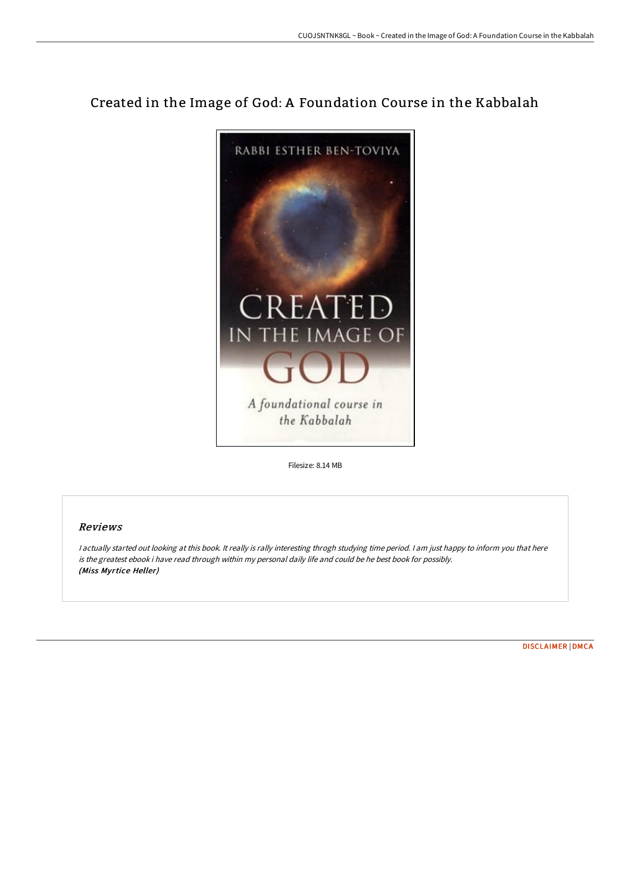# Created in the Image of God: A Foundation Course in the Kabbalah

Filesize: 8.14 MB

## Reviews

*I actually started out looking at this book. It really is rally interesting throgh studying time period. I am just happy to inform you that here is the greatest ebook i have read through within my personal daily life and could be he best book for possibly.*
***(Miss Myrtice Heller)***

DISCLAIMER | DMCA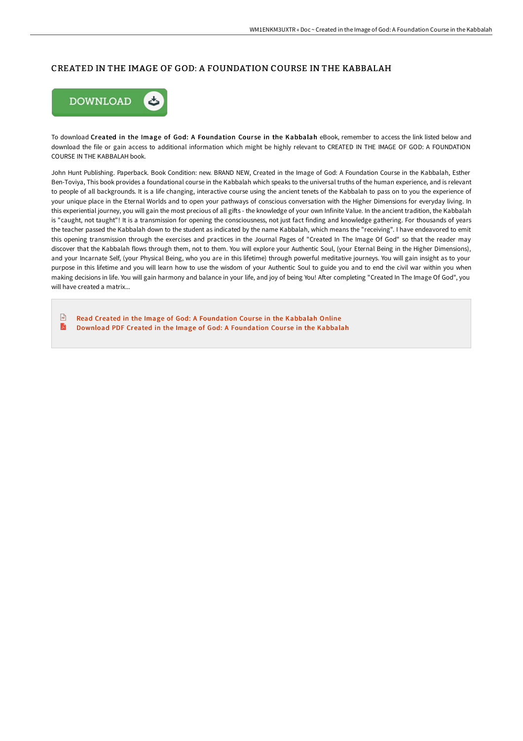# CREATED IN THE IMAGE OF GOD: A FOUNDATION COURSE IN THE KABBALAH

To download **Created in the Image of God: A Foundation Course in the Kabbalah** eBook, remember to access the link listed below and download the file or gain access to additional information which might be highly relevant to CREATED IN THE IMAGE OF GOD: A FOUNDATION COURSE IN THE KABBALAH book.

John Hunt Publishing. Paperback. Book Condition: new. BRAND NEW, Created in the Image of God: A Foundation Course in the Kabbalah, Esther Ben-Toviya, This book provides a foundational course in the Kabbalah which speaks to the universal truths of the human experience, and is relevant to people of all backgrounds. It is a life changing, interactive course using the ancient tenets of the Kabbalah to pass on to you the experience of your unique place in the Eternal Worlds and to open your pathways of conscious conversation with the Higher Dimensions for everyday living. In this experiential journey, you will gain the most precious of all gifts - the knowledge of your own Infinite Value. In the ancient tradition, the Kabbalah is "caught, not taught"! It is a transmission for opening the consciousness, not just fact finding and knowledge gathering. For thousands of years the teacher passed the Kabbalah down to the student as indicated by the name Kabbalah, which means the "receiving". I have endeavored to emit this opening transmission through the exercises and practices in the Journal Pages of "Created In The Image Of God" so that the reader may discover that the Kabbalah flows through them, not to them. You will explore your Authentic Soul, (your Eternal Being in the Higher Dimensions), and your Incarnate Self, (your Physical Being, who you are in this lifetime) through powerful meditative journeys. You will gain insight as to your purpose in this lifetime and you will learn how to use the wisdom of your Authentic Soul to guide you and to end the civil war within you when making decisions in life. You will gain harmony and balance in your life, and joy of being You! After completing "Created In The Image Of God", you will have created a matrix...

- Read Created in the Image of God: A Foundation Course in the Kabbalah Online
- Download PDF Created in the Image of God: A Foundation Course in the Kabbalah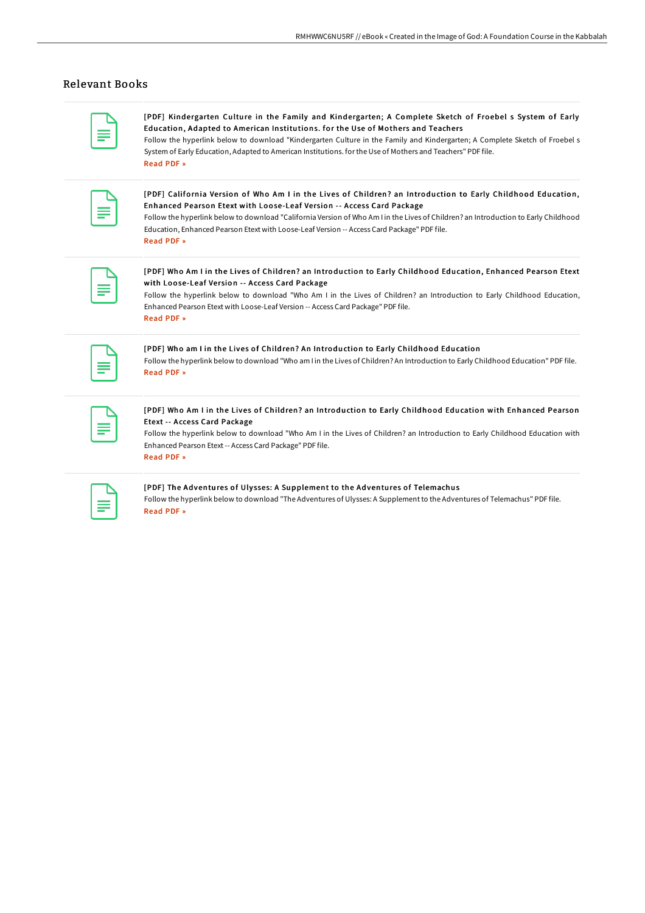## Relevant Books

**[PDF] Kindergarten Culture in the Family and Kindergarten; A Complete Sketch of Froebel s System of Early Education, Adapted to American Institutions. for the Use of Mothers and Teachers**

Follow the hyperlink below to download "Kindergarten Culture in the Family and Kindergarten; A Complete Sketch of Froebel s System of Early Education, Adapted to American Institutions. for the Use of Mothers and Teachers" PDF file.

Read PDF »

**[PDF] California Version of Who Am I in the Lives of Children? an Introduction to Early Childhood Education, Enhanced Pearson Etext with Loose-Leaf Version -- Access Card Package**

Follow the hyperlink below to download "California Version of Who Am I in the Lives of Children? an Introduction to Early Childhood Education, Enhanced Pearson Etext with Loose-Leaf Version -- Access Card Package" PDF file.

Read PDF »

**[PDF] Who Am I in the Lives of Children? an Introduction to Early Childhood Education, Enhanced Pearson Etext with Loose-Leaf Version -- Access Card Package**

Follow the hyperlink below to download "Who Am I in the Lives of Children? an Introduction to Early Childhood Education, Enhanced Pearson Etext with Loose-Leaf Version -- Access Card Package" PDF file.

Read PDF »

**[PDF] Who am I in the Lives of Children? An Introduction to Early Childhood Education**

Follow the hyperlink below to download "Who am I in the Lives of Children? An Introduction to Early Childhood Education" PDF file.

Read PDF »

**[PDF] Who Am I in the Lives of Children? an Introduction to Early Childhood Education with Enhanced Pearson Etext -- Access Card Package**

Follow the hyperlink below to download "Who Am I in the Lives of Children? an Introduction to Early Childhood Education with Enhanced Pearson Etext -- Access Card Package" PDF file.

Read PDF »

**[PDF] The Adventures of Ulysses: A Supplement to the Adventures of Telemachus**

Follow the hyperlink below to download "The Adventures of Ulysses: A Supplement to the Adventures of Telemachus" PDF file.

Read PDF »